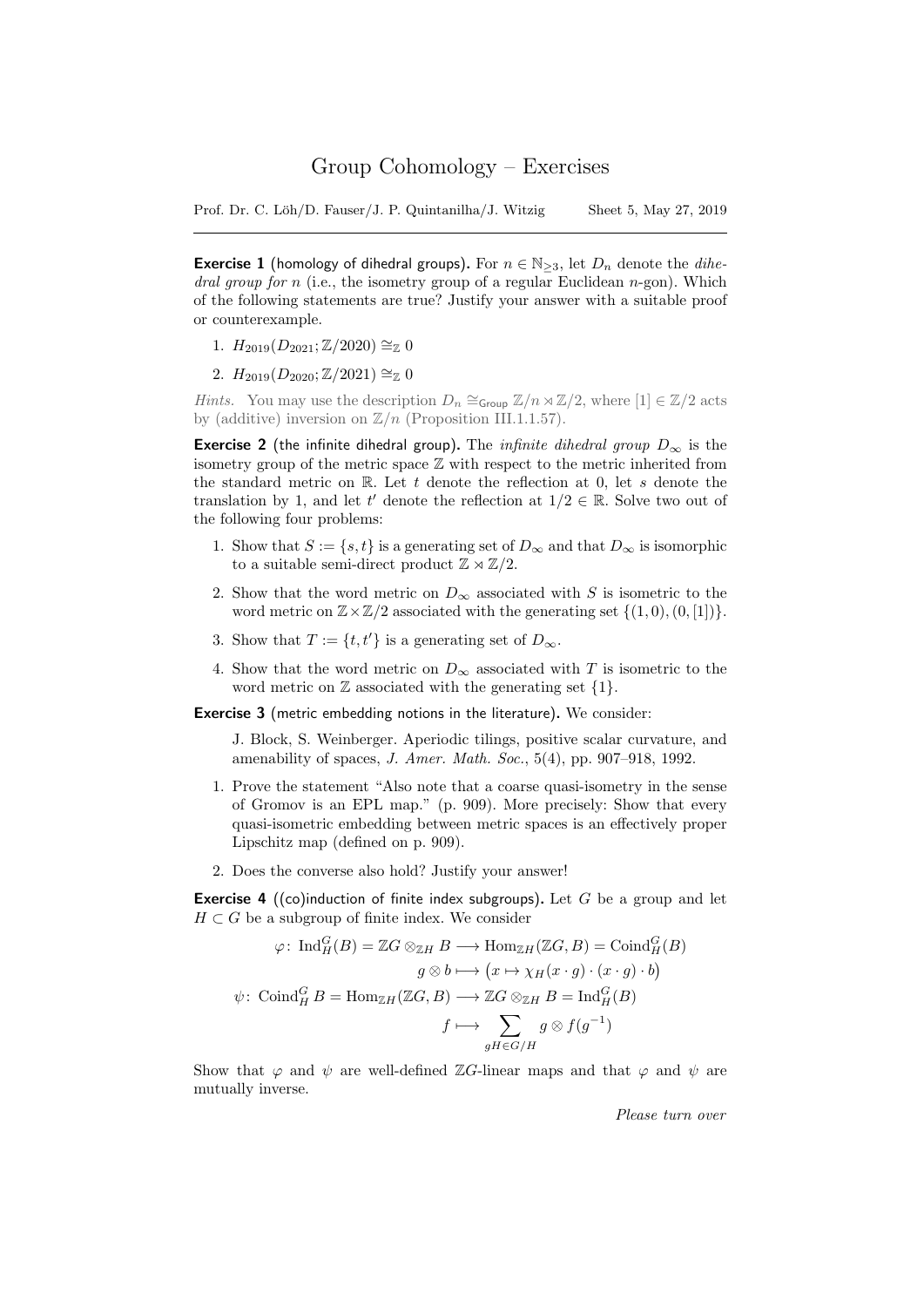# Group Cohomology – Exercises

Prof. Dr. C. Löh/D. Fauser/J. P. Quintanilha/J. Witzig — Sheet 5, May 27, 2019

---

**Exercise 1** (homology of dihedral groups). For $n \in \mathbb{N}_{\geq 3}$, let $D_n$ denote the *dihedral group for* $n$ (i.e., the isometry group of a regular Euclidean $n$-gon). Which of the following statements are true? Justify your answer with a suitable proof or counterexample.

1. $H_{2019}(D_{2021}; \mathbb{Z}/2020) \cong_{\mathbb{Z}} 0$
2. $H_{2019}(D_{2020}; \mathbb{Z}/2021) \cong_{\mathbb{Z}} 0$

*Hints.* You may use the description $D_n \cong_{\mathsf{Group}} \mathbb{Z}/n \rtimes \mathbb{Z}/2$, where $[1] \in \mathbb{Z}/2$ acts by (additive) inversion on $\mathbb{Z}/n$ (Proposition III.1.1.57).

**Exercise 2** (the infinite dihedral group). The *infinite dihedral group* $D_\infty$ is the isometry group of the metric space $\mathbb{Z}$ with respect to the metric inherited from the standard metric on $\mathbb{R}$. Let $t$ denote the reflection at 0, let $s$ denote the translation by 1, and let $t'$ denote the reflection at $1/2 \in \mathbb{R}$. Solve two out of the following four problems:

1. Show that $S := \{s, t\}$ is a generating set of $D_\infty$ and that $D_\infty$ is isomorphic to a suitable semi-direct product $\mathbb{Z} \rtimes \mathbb{Z}/2$.
2. Show that the word metric on $D_\infty$ associated with $S$ is isometric to the word metric on $\mathbb{Z} \times \mathbb{Z}/2$ associated with the generating set $\{(1, 0), (0, [1])\}$.
3. Show that $T := \{t, t'\}$ is a generating set of $D_\infty$.
4. Show that the word metric on $D_\infty$ associated with $T$ is isometric to the word metric on $\mathbb{Z}$ associated with the generating set $\{1\}$.

**Exercise 3** (metric embedding notions in the literature). We consider:

> J. Block, S. Weinberger. Aperiodic tilings, positive scalar curvature, and amenability of spaces, *J. Amer. Math. Soc.*, 5(4), pp. 907–918, 1992.

1. Prove the statement "Also note that a coarse quasi-isometry in the sense of Gromov is an EPL map." (p. 909). More precisely: Show that every quasi-isometric embedding between metric spaces is an effectively proper Lipschitz map (defined on p. 909).
2. Does the converse also hold? Justify your answer!

**Exercise 4** ((co)induction of finite index subgroups). Let $G$ be a group and let $H \subset G$ be a subgroup of finite index. We consider

$$
\begin{aligned}
\varphi \colon \operatorname{Ind}_H^G(B) = \mathbb{Z}G \otimes_{\mathbb{Z}H} B &\longrightarrow \operatorname{Hom}_{\mathbb{Z}H}(\mathbb{Z}G, B) = \operatorname{Coind}_H^G(B) \\
g \otimes b &\longmapsto \bigl(x \mapsto \chi_H(x \cdot g) \cdot (x \cdot g) \cdot b\bigr) \\
\psi \colon \operatorname{Coind}_H^G B = \operatorname{Hom}_{\mathbb{Z}H}(\mathbb{Z}G, B) &\longrightarrow \mathbb{Z}G \otimes_{\mathbb{Z}H} B = \operatorname{Ind}_H^G(B) \\
f &\longmapsto \sum_{gH \in G/H} g \otimes f(g^{-1})
\end{aligned}
$$

Show that $\varphi$ and $\psi$ are well-defined $\mathbb{Z}G$-linear maps and that $\varphi$ and $\psi$ are mutually inverse.

*Please turn over*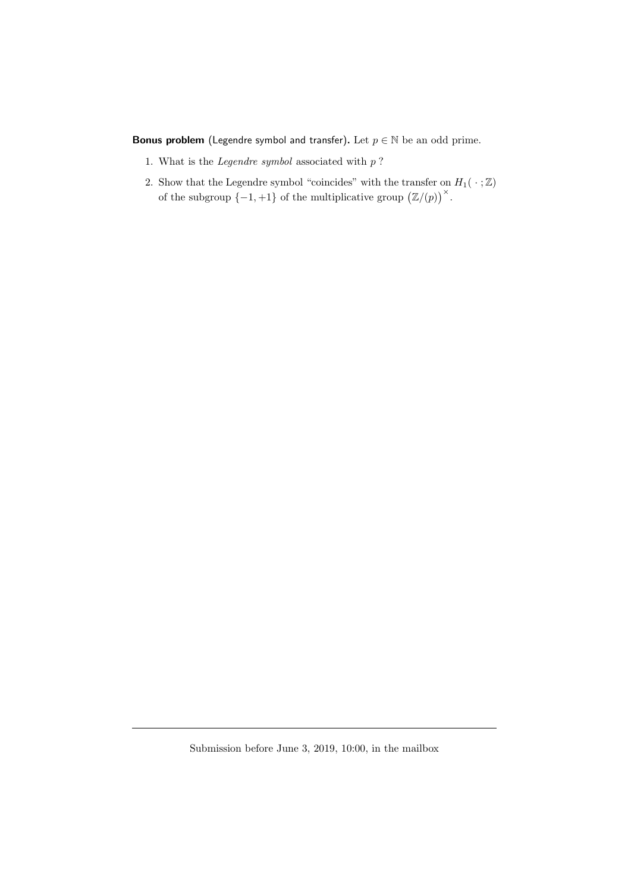**Bonus problem** (Legendre symbol and transfer)**.** Let $p \in \mathbb{N}$ be an odd prime.

1. What is the *Legendre symbol* associated with $p$ ?
2. Show that the Legendre symbol "coincides" with the transfer on $H_1(\,\cdot\,;\mathbb{Z})$ of the subgroup $\{-1,+1\}$ of the multiplicative group $\big(\mathbb{Z}/(p)\big)^\times$.

Submission before June 3, 2019, 10:00, in the mailbox